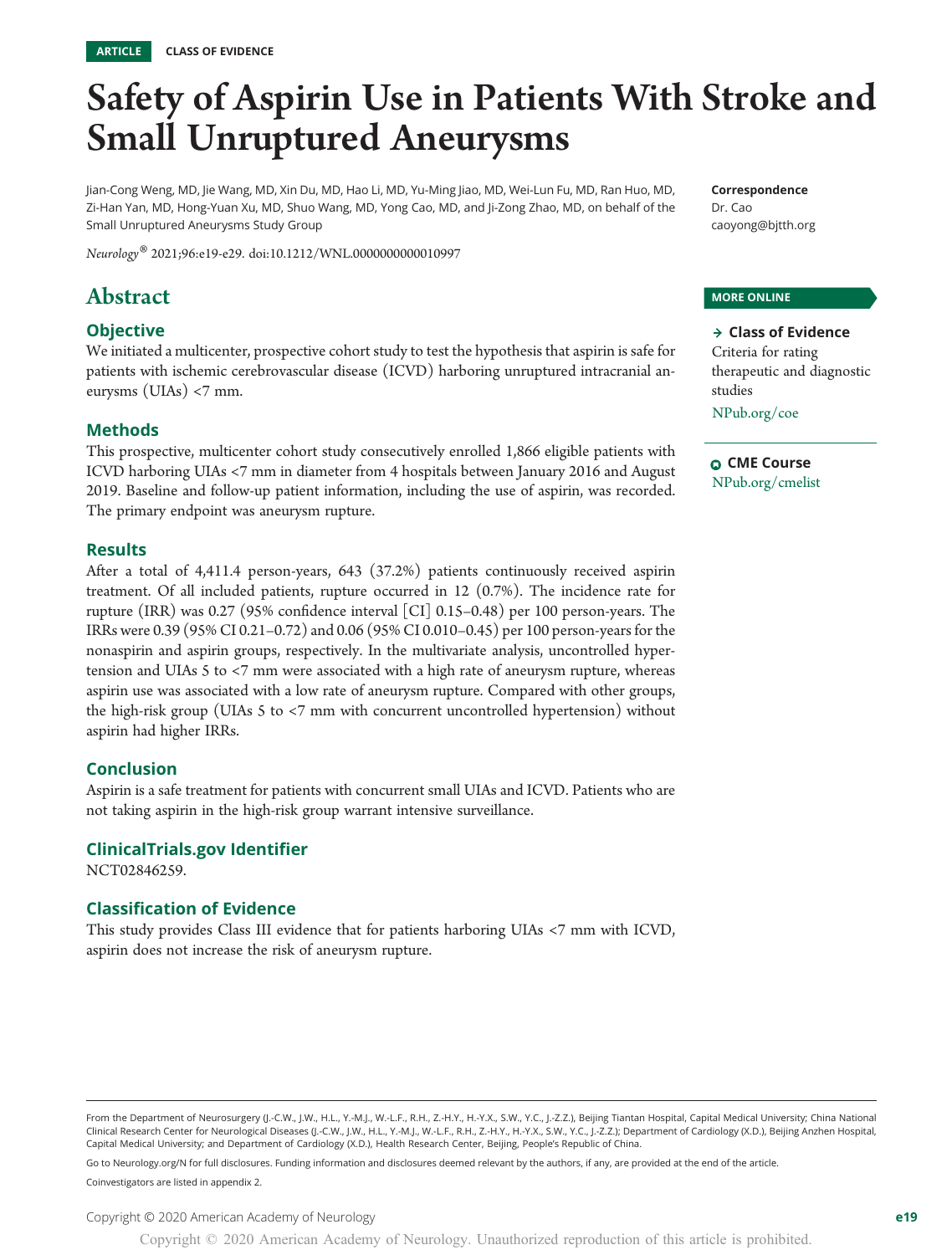ARTICLE CLASS OF EVIDENCE

# Safety of Aspirin Use in Patients With Stroke and Small Unruptured Aneurysms

Jian-Cong Weng, MD, Jie Wang, MD, Xin Du, MD, Hao Li, MD, Yu-Ming Jiao, MD, Wei-Lun Fu, MD, Ran Huo, MD, Zi-Han Yan, MD, Hong-Yuan Xu, MD, Shuo Wang, MD, Yong Cao, MD, and Ji-Zong Zhao, MD, on behalf of the Small Unruptured Aneurysms Study Group

*Neurology*® 2021;96:e19-e29. doi:10.1212/WNL.0000000000010997

**Correspondence**
Dr. Cao
caoyong@bjtth.org

**MORE ONLINE**

**→ Class of Evidence**
Criteria for rating therapeutic and diagnostic studies
NPub.org/coe

**CME Course**
NPub.org/cmelist

## Abstract

### Objective

We initiated a multicenter, prospective cohort study to test the hypothesis that aspirin is safe for patients with ischemic cerebrovascular disease (ICVD) harboring unruptured intracranial aneurysms (UIAs) <7 mm.

### Methods

This prospective, multicenter cohort study consecutively enrolled 1,866 eligible patients with ICVD harboring UIAs <7 mm in diameter from 4 hospitals between January 2016 and August 2019. Baseline and follow-up patient information, including the use of aspirin, was recorded. The primary endpoint was aneurysm rupture.

### Results

After a total of 4,411.4 person-years, 643 (37.2%) patients continuously received aspirin treatment. Of all included patients, rupture occurred in 12 (0.7%). The incidence rate for rupture (IRR) was 0.27 (95% confidence interval [CI] 0.15–0.48) per 100 person-years. The IRRs were 0.39 (95% CI 0.21–0.72) and 0.06 (95% CI 0.010–0.45) per 100 person-years for the nonaspirin and aspirin groups, respectively. In the multivariate analysis, uncontrolled hypertension and UIAs 5 to <7 mm were associated with a high rate of aneurysm rupture, whereas aspirin use was associated with a low rate of aneurysm rupture. Compared with other groups, the high-risk group (UIAs 5 to <7 mm with concurrent uncontrolled hypertension) without aspirin had higher IRRs.

### Conclusion

Aspirin is a safe treatment for patients with concurrent small UIAs and ICVD. Patients who are not taking aspirin in the high-risk group warrant intensive surveillance.

### ClinicalTrials.gov Identifier

NCT02846259.

### Classification of Evidence

This study provides Class III evidence that for patients harboring UIAs <7 mm with ICVD, aspirin does not increase the risk of aneurysm rupture.

From the Department of Neurosurgery (J.-C.W., J.W., H.L., Y.-M.J., W.-L.F., R.H., Z.-H.Y., H.-Y.X., S.W., Y.C., J.-Z.Z.), Beijing Tiantan Hospital, Capital Medical University; China National Clinical Research Center for Neurological Diseases (J.-C.W., J.W., H.L., Y.-M.J., W.-L.F., R.H., Z.-H.Y., H.-Y.X., S.W., Y.C., J.-Z.Z.); Department of Cardiology (X.D.), Beijing Anzhen Hospital, Capital Medical University; and Department of Cardiology (X.D.), Health Research Center, Beijing, People's Republic of China.

Go to Neurology.org/N for full disclosures. Funding information and disclosures deemed relevant by the authors, if any, are provided at the end of the article.

Coinvestigators are listed in appendix 2.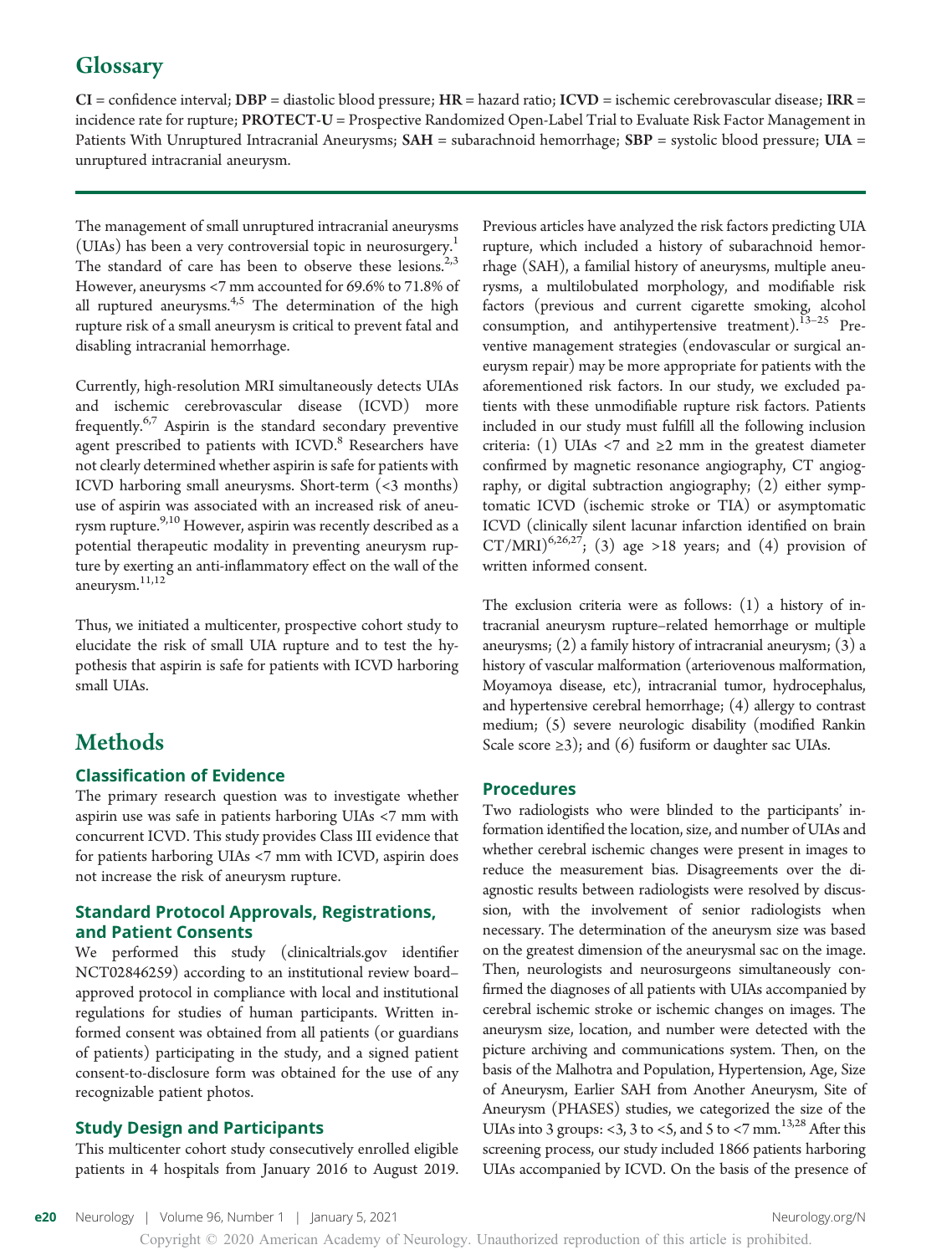## Glossary

**CI** = confidence interval; **DBP** = diastolic blood pressure; **HR** = hazard ratio; **ICVD** = ischemic cerebrovascular disease; **IRR** = incidence rate for rupture; **PROTECT-U** = Prospective Randomized Open-Label Trial to Evaluate Risk Factor Management in Patients With Unruptured Intracranial Aneurysms; **SAH** = subarachnoid hemorrhage; **SBP** = systolic blood pressure; **UIA** = unruptured intracranial aneurysm.

The management of small unruptured intracranial aneurysms (UIAs) has been a very controversial topic in neurosurgery.[1] The standard of care has been to observe these lesions.[2,3] However, aneurysms <7 mm accounted for 69.6% to 71.8% of all ruptured aneurysms.[4,5] The determination of the high rupture risk of a small aneurysm is critical to prevent fatal and disabling intracranial hemorrhage.

Currently, high-resolution MRI simultaneously detects UIAs and ischemic cerebrovascular disease (ICVD) more frequently.[6,7] Aspirin is the standard secondary preventive agent prescribed to patients with ICVD.[8] Researchers have not clearly determined whether aspirin is safe for patients with ICVD harboring small aneurysms. Short-term (<3 months) use of aspirin was associated with an increased risk of aneurysm rupture.[9,10] However, aspirin was recently described as a potential therapeutic modality in preventing aneurysm rupture by exerting an anti-inflammatory effect on the wall of the aneurysm.[11,12]

Thus, we initiated a multicenter, prospective cohort study to elucidate the risk of small UIA rupture and to test the hypothesis that aspirin is safe for patients with ICVD harboring small UIAs.

# Methods

### Classification of Evidence

The primary research question was to investigate whether aspirin use was safe in patients harboring UIAs <7 mm with concurrent ICVD. This study provides Class III evidence that for patients harboring UIAs <7 mm with ICVD, aspirin does not increase the risk of aneurysm rupture.

### Standard Protocol Approvals, Registrations, and Patient Consents

We performed this study (clinicaltrials.gov identifier NCT02846259) according to an institutional review board–approved protocol in compliance with local and institutional regulations for studies of human participants. Written informed consent was obtained from all patients (or guardians of patients) participating in the study, and a signed patient consent-to-disclosure form was obtained for the use of any recognizable patient photos.

### Study Design and Participants

This multicenter cohort study consecutively enrolled eligible patients in 4 hospitals from January 2016 to August 2019. Previous articles have analyzed the risk factors predicting UIA rupture, which included a history of subarachnoid hemorrhage (SAH), a familial history of aneurysms, multiple aneurysms, a multilobulated morphology, and modifiable risk factors (previous and current cigarette smoking, alcohol consumption, and antihypertensive treatment).[13–25] Preventive management strategies (endovascular or surgical aneurysm repair) may be more appropriate for patients with the aforementioned risk factors. In our study, we excluded patients with these unmodifiable rupture risk factors. Patients included in our study must fulfill all the following inclusion criteria: (1) UIAs <7 and ≥2 mm in the greatest diameter confirmed by magnetic resonance angiography, CT angiography, or digital subtraction angiography; (2) either symptomatic ICVD (ischemic stroke or TIA) or asymptomatic ICVD (clinically silent lacunar infarction identified on brain CT/MRI)[6,26,27]; (3) age >18 years; and (4) provision of written informed consent.

The exclusion criteria were as follows: (1) a history of intracranial aneurysm rupture–related hemorrhage or multiple aneurysms; (2) a family history of intracranial aneurysm; (3) a history of vascular malformation (arteriovenous malformation, Moyamoya disease, etc), intracranial tumor, hydrocephalus, and hypertensive cerebral hemorrhage; (4) allergy to contrast medium; (5) severe neurologic disability (modified Rankin Scale score ≥3); and (6) fusiform or daughter sac UIAs.

### Procedures

Two radiologists who were blinded to the participants' information identified the location, size, and number of UIAs and whether cerebral ischemic changes were present in images to reduce the measurement bias. Disagreements over the diagnostic results between radiologists were resolved by discussion, with the involvement of senior radiologists when necessary. The determination of the aneurysm size was based on the greatest dimension of the aneurysmal sac on the image. Then, neurologists and neurosurgeons simultaneously confirmed the diagnoses of all patients with UIAs accompanied by cerebral ischemic stroke or ischemic changes on images. The aneurysm size, location, and number were detected with the picture archiving and communications system. Then, on the basis of the Malhotra and Population, Hypertension, Age, Size of Aneurysm, Earlier SAH from Another Aneurysm, Site of Aneurysm (PHASES) studies, we categorized the size of the UIAs into 3 groups: <3, 3 to <5, and 5 to <7 mm.[13,28] After this screening process, our study included 1866 patients harboring UIAs accompanied by ICVD. On the basis of the presence of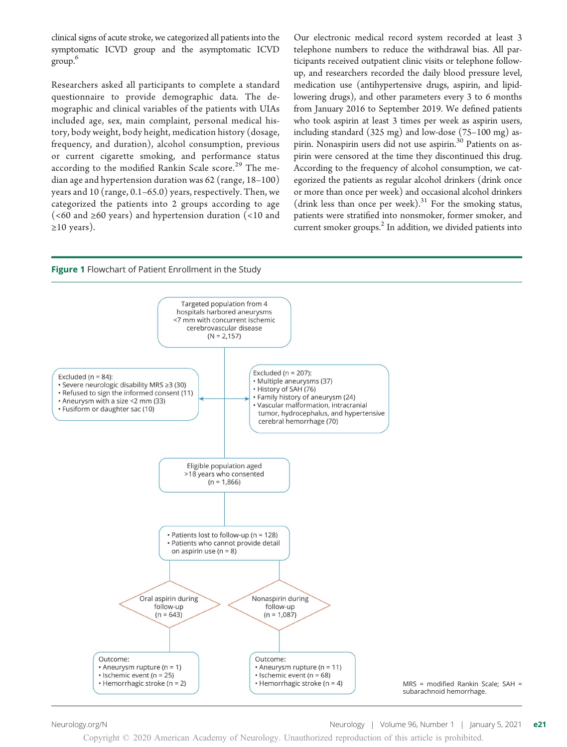clinical signs of acute stroke, we categorized all patients into the symptomatic ICVD group and the asymptomatic ICVD group.[6]

Researchers asked all participants to complete a standard questionnaire to provide demographic data. The demographic and clinical variables of the patients with UIAs included age, sex, main complaint, personal medical history, body weight, body height, medication history (dosage, frequency, and duration), alcohol consumption, previous or current cigarette smoking, and performance status according to the modified Rankin Scale score.[29] The median age and hypertension duration was 62 (range, 18–100) years and 10 (range, 0.1–65.0) years, respectively. Then, we categorized the patients into 2 groups according to age (<60 and ≥60 years) and hypertension duration (<10 and ≥10 years).

Our electronic medical record system recorded at least 3 telephone numbers to reduce the withdrawal bias. All participants received outpatient clinic visits or telephone follow-up, and researchers recorded the daily blood pressure level, medication use (antihypertensive drugs, aspirin, and lipid-lowering drugs), and other parameters every 3 to 6 months from January 2016 to September 2019. We defined patients who took aspirin at least 3 times per week as aspirin users, including standard (325 mg) and low-dose (75–100 mg) aspirin. Nonaspirin users did not use aspirin.[30] Patients on aspirin were censored at the time they discontinued this drug. According to the frequency of alcohol consumption, we categorized the patients as regular alcohol drinkers (drink once or more than once per week) and occasional alcohol drinkers (drink less than once per week).[31] For the smoking status, patients were stratified into nonsmoker, former smoker, and current smoker groups.[2] In addition, we divided patients into

**Figure 1** Flowchart of Patient Enrollment in the Study

Targeted population from 4 hospitals harbored aneurysms <7 mm with concurrent ischemic cerebrovascular disease (N = 2,157)

Excluded (n = 84):
- Severe neurologic disability MRS ≥3 (30)
- Refused to sign the informed consent (11)
- Aneurysm with a size <2 mm (33)
- Fusiform or daughter sac (10)

Excluded (n = 207):
- Multiple aneurysms (37)
- History of SAH (76)
- Family history of aneurysm (24)
- Vascular malformation, intracranial tumor, hydrocephalus, and hypertensive cerebral hemorrhage (70)

Eligible population aged >18 years who consented (n = 1,866)

- Patients lost to follow-up (n = 128)
- Patients who cannot provide detail on aspirin use (n = 8)

Oral aspirin during follow-up (n = 643)

Nonaspirin during follow-up (n = 1,087)

Outcome:
- Aneurysm rupture (n = 1)
- Ischemic event (n = 25)
- Hemorrhagic stroke (n = 2)

Outcome:
- Aneurysm rupture (n = 11)
- Ischemic event (n = 68)
- Hemorrhagic stroke (n = 4)

MRS = modified Rankin Scale; SAH = subarachnoid hemorrhage.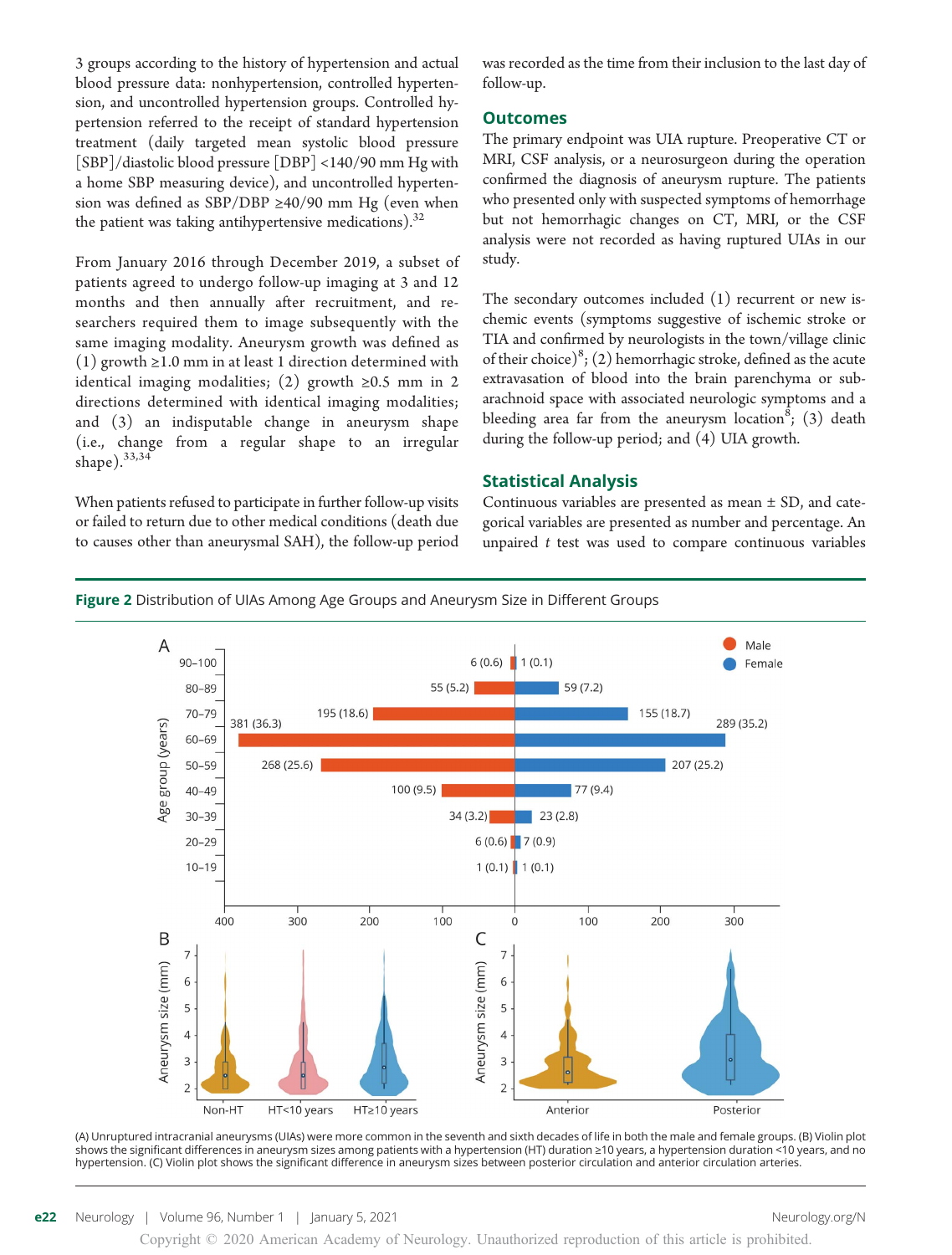3 groups according to the history of hypertension and actual blood pressure data: nonhypertension, controlled hypertension, and uncontrolled hypertension groups. Controlled hypertension referred to the receipt of standard hypertension treatment (daily targeted mean systolic blood pressure [SBP]/diastolic blood pressure [DBP] <140/90 mm Hg with a home SBP measuring device), and uncontrolled hypertension was defined as SBP/DBP ≥40/90 mm Hg (even when the patient was taking antihypertensive medications).[32]

From January 2016 through December 2019, a subset of patients agreed to undergo follow-up imaging at 3 and 12 months and then annually after recruitment, and researchers required them to image subsequently with the same imaging modality. Aneurysm growth was defined as (1) growth ≥1.0 mm in at least 1 direction determined with identical imaging modalities; (2) growth ≥0.5 mm in 2 directions determined with identical imaging modalities; and (3) an indisputable change in aneurysm shape (i.e., change from a regular shape to an irregular shape).[33,34]

When patients refused to participate in further follow-up visits or failed to return due to other medical conditions (death due to causes other than aneurysmal SAH), the follow-up period was recorded as the time from their inclusion to the last day of follow-up.

## Outcomes

The primary endpoint was UIA rupture. Preoperative CT or MRI, CSF analysis, or a neurosurgeon during the operation confirmed the diagnosis of aneurysm rupture. The patients who presented only with suspected symptoms of hemorrhage but not hemorrhagic changes on CT, MRI, or the CSF analysis were not recorded as having ruptured UIAs in our study.

The secondary outcomes included (1) recurrent or new ischemic events (symptoms suggestive of ischemic stroke or TIA and confirmed by neurologists in the town/village clinic of their choice)[8]; (2) hemorrhagic stroke, defined as the acute extravasation of blood into the brain parenchyma or subarachnoid space with associated neurologic symptoms and a bleeding area far from the aneurysm location[8]; (3) death during the follow-up period; and (4) UIA growth.

## Statistical Analysis

Continuous variables are presented as mean ± SD, and categorical variables are presented as number and percentage. An unpaired *t* test was used to compare continuous variables

**Figure 2** Distribution of UIAs Among Age Groups and Aneurysm Size in Different Groups

(A) Unruptured intracranial aneurysms (UIAs) were more common in the seventh and sixth decades of life in both the male and female groups. (B) Violin plot shows the significant differences in aneurysm sizes among patients with a hypertension (HT) duration ≥10 years, a hypertension duration <10 years, and no hypertension. (C) Violin plot shows the significant difference in aneurysm sizes between posterior circulation and anterior circulation arteries.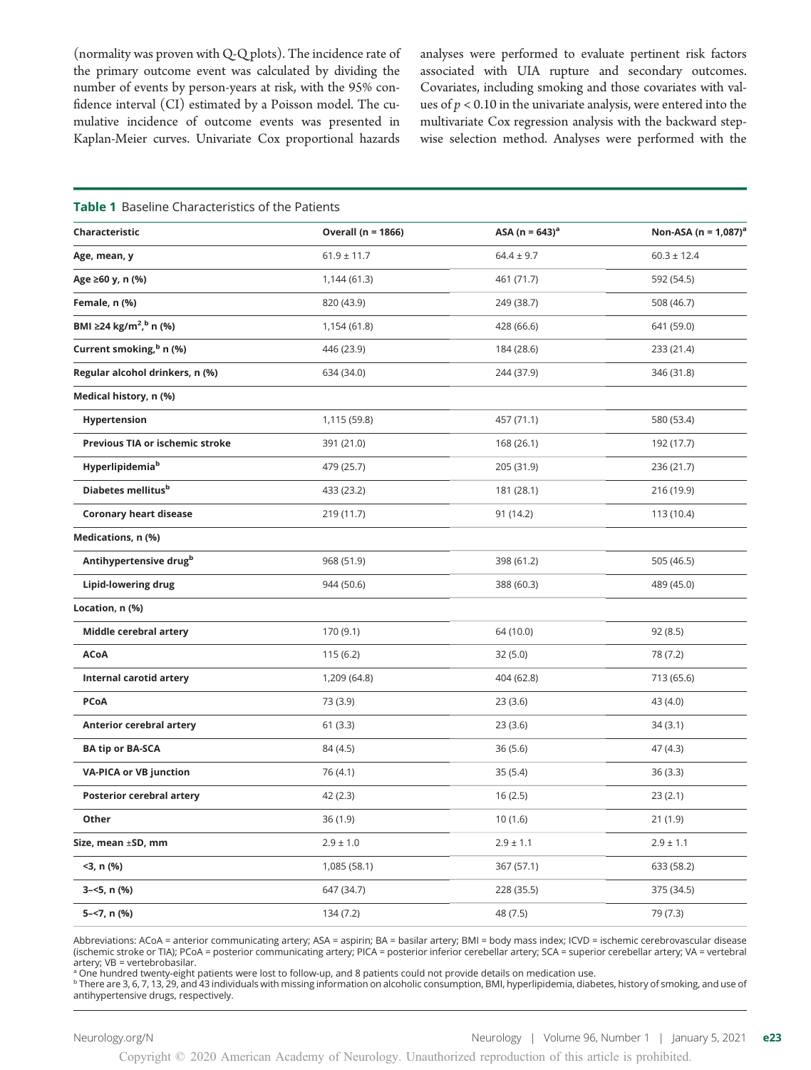(normality was proven with Q-Q plots). The incidence rate of the primary outcome event was calculated by dividing the number of events by person-years at risk, with the 95% confidence interval (CI) estimated by a Poisson model. The cumulative incidence of outcome events was presented in Kaplan-Meier curves. Univariate Cox proportional hazards analyses were performed to evaluate pertinent risk factors associated with UIA rupture and secondary outcomes. Covariates, including smoking and those covariates with values of $p < 0.10$ in the univariate analysis, were entered into the multivariate Cox regression analysis with the backward stepwise selection method. Analyses were performed with the

**Table 1** Baseline Characteristics of the Patients

| Characteristic | Overall (n = 1866) | ASA (n = 643)[a] | Non-ASA (n = 1,087)[a] |
|---|---|---|---|
| **Age, mean, y** | 61.9 ± 11.7 | 64.4 ± 9.7 | 60.3 ± 12.4 |
| **Age ≥60 y, n (%)** | 1,144 (61.3) | 461 (71.7) | 592 (54.5) |
| **Female, n (%)** | 820 (43.9) | 249 (38.7) | 508 (46.7) |
| **BMI ≥24 kg/m$^2$,[b] n (%)** | 1,154 (61.8) | 428 (66.6) | 641 (59.0) |
| **Current smoking,[b] n (%)** | 446 (23.9) | 184 (28.6) | 233 (21.4) |
| **Regular alcohol drinkers, n (%)** | 634 (34.0) | 244 (37.9) | 346 (31.8) |
| **Medical history, n (%)** | | | |
| **Hypertension** | 1,115 (59.8) | 457 (71.1) | 580 (53.4) |
| **Previous TIA or ischemic stroke** | 391 (21.0) | 168 (26.1) | 192 (17.7) |
| **Hyperlipidemia[b]** | 479 (25.7) | 205 (31.9) | 236 (21.7) |
| **Diabetes mellitus[b]** | 433 (23.2) | 181 (28.1) | 216 (19.9) |
| **Coronary heart disease** | 219 (11.7) | 91 (14.2) | 113 (10.4) |
| **Medications, n (%)** | | | |
| **Antihypertensive drug[b]** | 968 (51.9) | 398 (61.2) | 505 (46.5) |
| **Lipid-lowering drug** | 944 (50.6) | 388 (60.3) | 489 (45.0) |
| **Location, n (%)** | | | |
| **Middle cerebral artery** | 170 (9.1) | 64 (10.0) | 92 (8.5) |
| **ACoA** | 115 (6.2) | 32 (5.0) | 78 (7.2) |
| **Internal carotid artery** | 1,209 (64.8) | 404 (62.8) | 713 (65.6) |
| **PCoA** | 73 (3.9) | 23 (3.6) | 43 (4.0) |
| **Anterior cerebral artery** | 61 (3.3) | 23 (3.6) | 34 (3.1) |
| **BA tip or BA-SCA** | 84 (4.5) | 36 (5.6) | 47 (4.3) |
| **VA-PICA or VB junction** | 76 (4.1) | 35 (5.4) | 36 (3.3) |
| **Posterior cerebral artery** | 42 (2.3) | 16 (2.5) | 23 (2.1) |
| **Other** | 36 (1.9) | 10 (1.6) | 21 (1.9) |
| **Size, mean ±SD, mm** | 2.9 ± 1.0 | 2.9 ± 1.1 | 2.9 ± 1.1 |
| **<3, n (%)** | 1,085 (58.1) | 367 (57.1) | 633 (58.2) |
| **3–<5, n (%)** | 647 (34.7) | 228 (35.5) | 375 (34.5) |
| **5–<7, n (%)** | 134 (7.2) | 48 (7.5) | 79 (7.3) |

Abbreviations: ACoA = anterior communicating artery; ASA = aspirin; BA = basilar artery; BMI = body mass index; ICVD = ischemic cerebrovascular disease (ischemic stroke or TIA); PCoA = posterior communicating artery; PICA = posterior inferior cerebellar artery; SCA = superior cerebellar artery; VA = vertebral artery; VB = vertebrobasilar.

[a] One hundred twenty-eight patients were lost to follow-up, and 8 patients could not provide details on medication use.

[b] There are 3, 6, 7, 13, 29, and 43 individuals with missing information on alcoholic consumption, BMI, hyperlipidemia, diabetes, history of smoking, and use of antihypertensive drugs, respectively.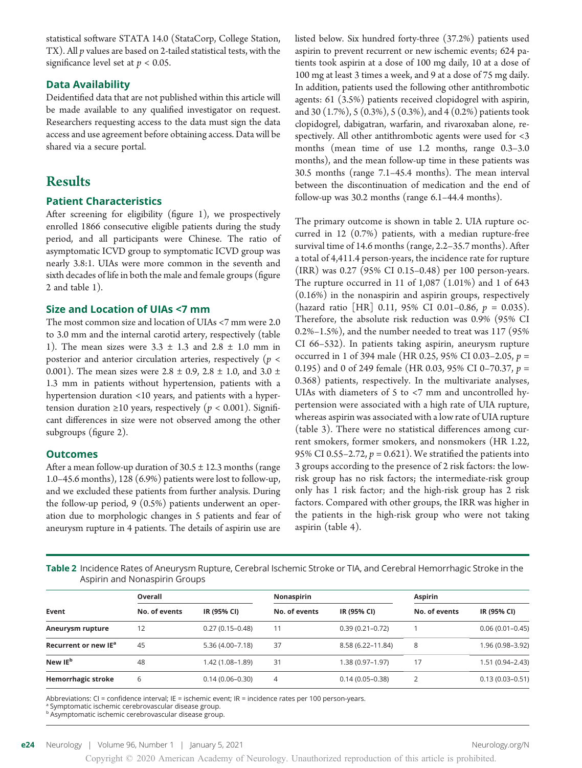statistical software STATA 14.0 (StataCorp, College Station, TX). All $p$ values are based on 2-tailed statistical tests, with the significance level set at $p < 0.05$.

### Data Availability

Deidentified data that are not published within this article will be made available to any qualified investigator on request. Researchers requesting access to the data must sign the data access and use agreement before obtaining access. Data will be shared via a secure portal.

## Results

### Patient Characteristics

After screening for eligibility (figure 1), we prospectively enrolled 1866 consecutive eligible patients during the study period, and all participants were Chinese. The ratio of asymptomatic ICVD group to symptomatic ICVD group was nearly 3.8:1. UIAs were more common in the seventh and sixth decades of life in both the male and female groups (figure 2 and table 1).

### Size and Location of UIAs <7 mm

The most common size and location of UIAs <7 mm were 2.0 to 3.0 mm and the internal carotid artery, respectively (table 1). The mean sizes were 3.3 ± 1.3 and 2.8 ± 1.0 mm in posterior and anterior circulation arteries, respectively ($p < 0.001$). The mean sizes were 2.8 ± 0.9, 2.8 ± 1.0, and 3.0 ± 1.3 mm in patients without hypertension, patients with a hypertension duration <10 years, and patients with a hypertension duration ≥10 years, respectively ($p < 0.001$). Significant differences in size were not observed among the other subgroups (figure 2).

### Outcomes

After a mean follow-up duration of 30.5 ± 12.3 months (range 1.0–45.6 months), 128 (6.9%) patients were lost to follow-up, and we excluded these patients from further analysis. During the follow-up period, 9 (0.5%) patients underwent an operation due to morphologic changes in 5 patients and fear of aneurysm rupture in 4 patients. The details of aspirin use are listed below. Six hundred forty-three (37.2%) patients used aspirin to prevent recurrent or new ischemic events; 624 patients took aspirin at a dose of 100 mg daily, 10 at a dose of 100 mg at least 3 times a week, and 9 at a dose of 75 mg daily. In addition, patients used the following other antithrombotic agents: 61 (3.5%) patients received clopidogrel with aspirin, and 30 (1.7%), 5 (0.3%), 5 (0.3%), and 4 (0.2%) patients took clopidogrel, dabigatran, warfarin, and rivaroxaban alone, respectively. All other antithrombotic agents were used for <3 months (mean time of use 1.2 months, range 0.3–3.0 months), and the mean follow-up time in these patients was 30.5 months (range 7.1–45.4 months). The mean interval between the discontinuation of medication and the end of follow-up was 30.2 months (range 6.1–44.4 months).

The primary outcome is shown in table 2. UIA rupture occurred in 12 (0.7%) patients, with a median rupture-free survival time of 14.6 months (range, 2.2–35.7 months). After a total of 4,411.4 person-years, the incidence rate for rupture (IRR) was 0.27 (95% CI 0.15–0.48) per 100 person-years. The rupture occurred in 11 of 1,087 (1.01%) and 1 of 643 (0.16%) in the nonaspirin and aspirin groups, respectively (hazard ratio [HR] 0.11, 95% CI 0.01–0.86, $p$ = 0.035). Therefore, the absolute risk reduction was 0.9% (95% CI 0.2%–1.5%), and the number needed to treat was 117 (95% CI 66–532). In patients taking aspirin, aneurysm rupture occurred in 1 of 394 male (HR 0.25, 95% CI 0.03–2.05, $p$ = 0.195) and 0 of 249 female (HR 0.03, 95% CI 0–70.37, $p$ = 0.368) patients, respectively. In the multivariate analyses, UIAs with diameters of 5 to <7 mm and uncontrolled hypertension were associated with a high rate of UIA rupture, whereas aspirin was associated with a low rate of UIA rupture (table 3). There were no statistical differences among current smokers, former smokers, and nonsmokers (HR 1.22, 95% CI 0.55–2.72, $p$ = 0.621). We stratified the patients into 3 groups according to the presence of 2 risk factors: the low-risk group has no risk factors; the intermediate-risk group only has 1 risk factor; and the high-risk group has 2 risk factors. Compared with other groups, the IRR was higher in the patients in the high-risk group who were not taking aspirin (table 4).

**Table 2** Incidence Rates of Aneurysm Rupture, Cerebral Ischemic Stroke or TIA, and Cerebral Hemorrhagic Stroke in the Aspirin and Nonaspirin Groups

| Event | Overall | | Nonaspirin | | Aspirin | |
|---|---|---|---|---|---|---|
| | No. of events | IR (95% CI) | No. of events | IR (95% CI) | No. of events | IR (95% CI) |
| **Aneurysm rupture** | 12 | 0.27 (0.15–0.48) | 11 | 0.39 (0.21–0.72) | 1 | 0.06 (0.01–0.45) |
| **Recurrent or new IE**[a] | 45 | 5.36 (4.00–7.18) | 37 | 8.58 (6.22–11.84) | 8 | 1.96 (0.98–3.92) |
| **New IE**[b] | 48 | 1.42 (1.08–1.89) | 31 | 1.38 (0.97–1.97) | 17 | 1.51 (0.94–2.43) |
| **Hemorrhagic stroke** | 6 | 0.14 (0.06–0.30) | 4 | 0.14 (0.05–0.38) | 2 | 0.13 (0.03–0.51) |

Abbreviations: CI = confidence interval; IE = ischemic event; IR = incidence rates per 100 person-years.
[a] Symptomatic ischemic cerebrovascular disease group.
[b] Asymptomatic ischemic cerebrovascular disease group.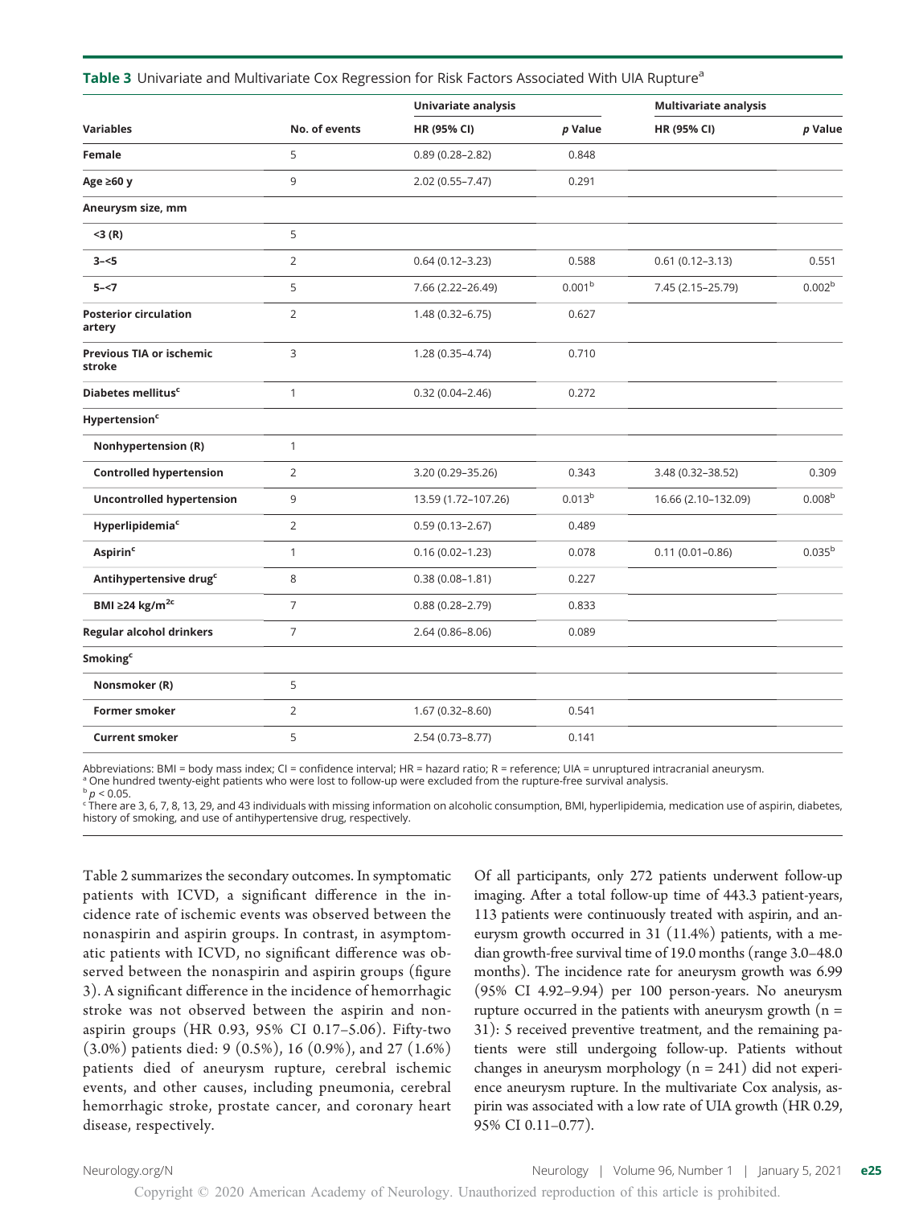**Table 3** Univariate and Multivariate Cox Regression for Risk Factors Associated With UIA Rupture[a]

| Variables | No. of events | Univariate analysis | | Multivariate analysis | |
|---|---|---|---|---|---|
| | | HR (95% CI) | p Value | HR (95% CI) | p Value |
| **Female** | 5 | 0.89 (0.28–2.82) | 0.848 | | |
| **Age ≥60 y** | 9 | 2.02 (0.55–7.47) | 0.291 | | |
| **Aneurysm size, mm** | | | | | |
| <3 (R) | 5 | | | | |
| 3–<5 | 2 | 0.64 (0.12–3.23) | 0.588 | 0.61 (0.12–3.13) | 0.551 |
| 5–<7 | 5 | 7.66 (2.22–26.49) | 0.001[b] | 7.45 (2.15–25.79) | 0.002[b] |
| **Posterior circulation artery** | 2 | 1.48 (0.32–6.75) | 0.627 | | |
| **Previous TIA or ischemic stroke** | 3 | 1.28 (0.35–4.74) | 0.710 | | |
| **Diabetes mellitus[c]** | 1 | 0.32 (0.04–2.46) | 0.272 | | |
| **Hypertension[c]** | | | | | |
| Nonhypertension (R) | 1 | | | | |
| Controlled hypertension | 2 | 3.20 (0.29–35.26) | 0.343 | 3.48 (0.32–38.52) | 0.309 |
| Uncontrolled hypertension | 9 | 13.59 (1.72–107.26) | 0.013[b] | 16.66 (2.10–132.09) | 0.008[b] |
| Hyperlipidemia[c] | 2 | 0.59 (0.13–2.67) | 0.489 | | |
| Aspirin[c] | 1 | 0.16 (0.02–1.23) | 0.078 | 0.11 (0.01–0.86) | 0.035[b] |
| Antihypertensive drug[c] | 8 | 0.38 (0.08–1.81) | 0.227 | | |
| BMI ≥24 kg/m[2c] | 7 | 0.88 (0.28–2.79) | 0.833 | | |
| **Regular alcohol drinkers** | 7 | 2.64 (0.86–8.06) | 0.089 | | |
| **Smoking[c]** | | | | | |
| Nonsmoker (R) | 5 | | | | |
| Former smoker | 2 | 1.67 (0.32–8.60) | 0.541 | | |
| Current smoker | 5 | 2.54 (0.73–8.77) | 0.141 | | |

Abbreviations: BMI = body mass index; CI = confidence interval; HR = hazard ratio; R = reference; UIA = unruptured intracranial aneurysm.
[a] One hundred twenty-eight patients who were lost to follow-up were excluded from the rupture-free survival analysis.
[b] $p < 0.05$.
[c] There are 3, 6, 7, 8, 13, 29, and 43 individuals with missing information on alcoholic consumption, BMI, hyperlipidemia, medication use of aspirin, diabetes, history of smoking, and use of antihypertensive drug, respectively.

Table 2 summarizes the secondary outcomes. In symptomatic patients with ICVD, a significant difference in the incidence rate of ischemic events was observed between the nonaspirin and aspirin groups. In contrast, in asymptomatic patients with ICVD, no significant difference was observed between the nonaspirin and aspirin groups (figure 3). A significant difference in the incidence of hemorrhagic stroke was not observed between the aspirin and nonaspirin groups (HR 0.93, 95% CI 0.17–5.06). Fifty-two (3.0%) patients died: 9 (0.5%), 16 (0.9%), and 27 (1.6%) patients died of aneurysm rupture, cerebral ischemic events, and other causes, including pneumonia, cerebral hemorrhagic stroke, prostate cancer, and coronary heart disease, respectively.

Of all participants, only 272 patients underwent follow-up imaging. After a total follow-up time of 443.3 patient-years, 113 patients were continuously treated with aspirin, and aneurysm growth occurred in 31 (11.4%) patients, with a median growth-free survival time of 19.0 months (range 3.0–48.0 months). The incidence rate for aneurysm growth was 6.99 (95% CI 4.92–9.94) per 100 person-years. No aneurysm rupture occurred in the patients with aneurysm growth (n = 31): 5 received preventive treatment, and the remaining patients were still undergoing follow-up. Patients without changes in aneurysm morphology (n = 241) did not experience aneurysm rupture. In the multivariate Cox analysis, aspirin was associated with a low rate of UIA growth (HR 0.29, 95% CI 0.11–0.77).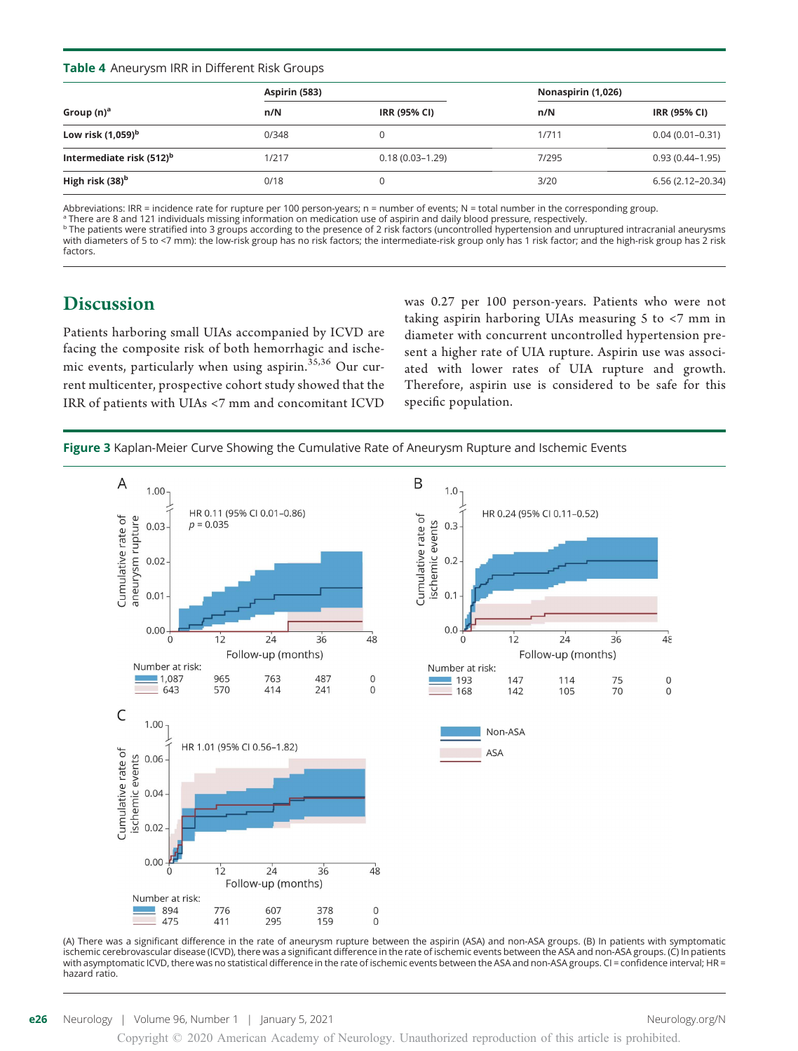**Table 4** Aneurysm IRR in Different Risk Groups

| Group (n)[a] | Aspirin (583) | | Nonaspirin (1,026) | |
|---|---|---|---|---|
| | n/N | IRR (95% CI) | n/N | IRR (95% CI) |
| **Low risk (1,059)[b]** | 0/348 | 0 | 1/711 | 0.04 (0.01–0.31) |
| **Intermediate risk (512)[b]** | 1/217 | 0.18 (0.03–1.29) | 7/295 | 0.93 (0.44–1.95) |
| **High risk (38)[b]** | 0/18 | 0 | 3/20 | 6.56 (2.12–20.34) |

Abbreviations: IRR = incidence rate for rupture per 100 person-years; n = number of events; N = total number in the corresponding group.
[a] There are 8 and 121 individuals missing information on medication use of aspirin and daily blood pressure, respectively.
[b] The patients were stratified into 3 groups according to the presence of 2 risk factors (uncontrolled hypertension and unruptured intracranial aneurysms with diameters of 5 to <7 mm): the low-risk group has no risk factors; the intermediate-risk group only has 1 risk factor; and the high-risk group has 2 risk factors.

## Discussion

Patients harboring small UIAs accompanied by ICVD are facing the composite risk of both hemorrhagic and ischemic events, particularly when using aspirin.[35,36] Our current multicenter, prospective cohort study showed that the IRR of patients with UIAs <7 mm and concomitant ICVD was 0.27 per 100 person-years. Patients who were not taking aspirin harboring UIAs measuring 5 to <7 mm in diameter with concurrent uncontrolled hypertension present a higher rate of UIA rupture. Aspirin use was associated with lower rates of UIA rupture and growth. Therefore, aspirin use is considered to be safe for this specific population.

**Figure 3** Kaplan-Meier Curve Showing the Cumulative Rate of Aneurysm Rupture and Ischemic Events

(A) There was a significant difference in the rate of aneurysm rupture between the aspirin (ASA) and non-ASA groups. (B) In patients with symptomatic ischemic cerebrovascular disease (ICVD), there was a significant difference in the rate of ischemic events between the ASA and non-ASA groups. (C) In patients with asymptomatic ICVD, there was no statistical difference in the rate of ischemic events between the ASA and non-ASA groups. CI = confidence interval; HR = hazard ratio.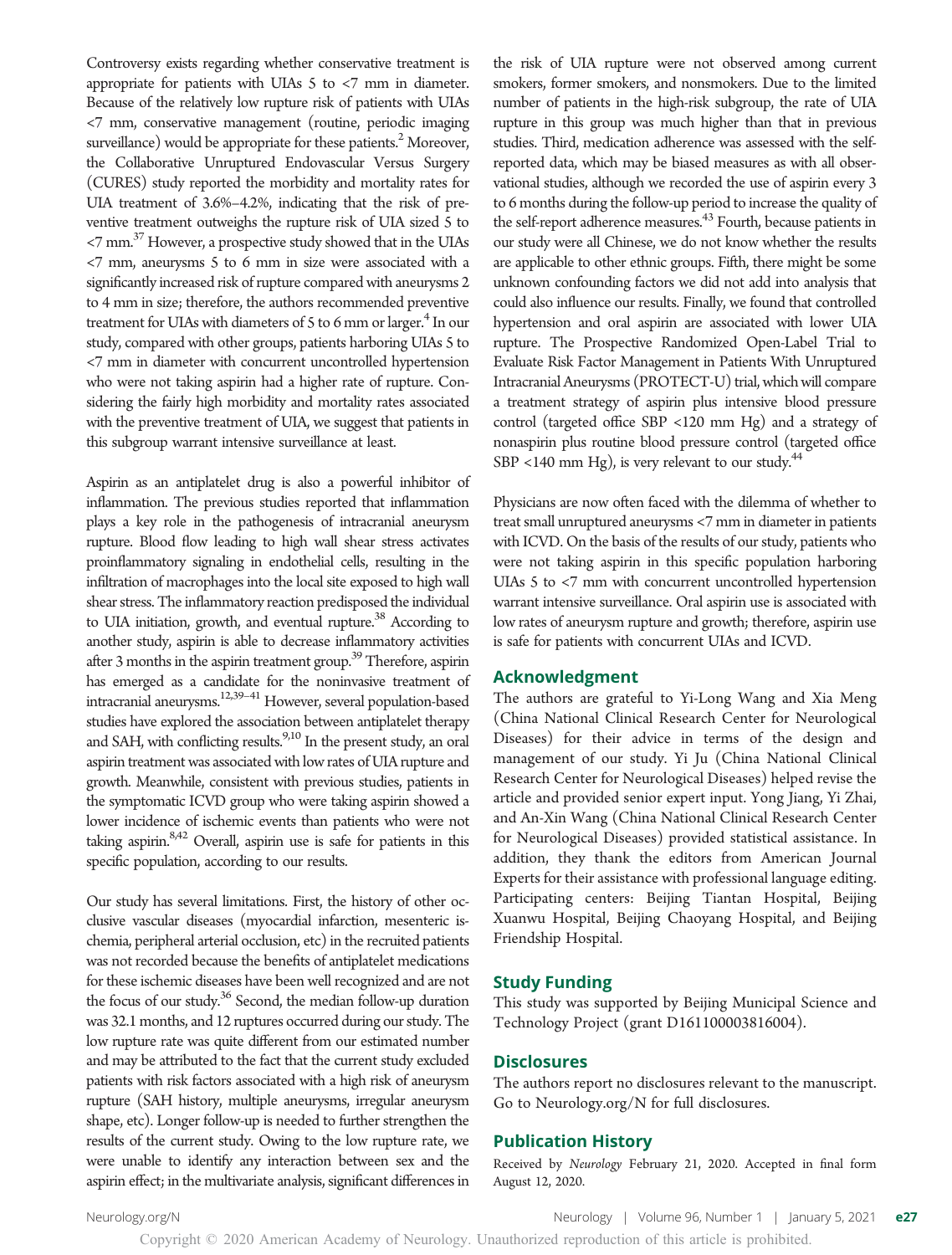Controversy exists regarding whether conservative treatment is appropriate for patients with UIAs 5 to <7 mm in diameter. Because of the relatively low rupture risk of patients with UIAs <7 mm, conservative management (routine, periodic imaging surveillance) would be appropriate for these patients.[2] Moreover, the Collaborative Unruptured Endovascular Versus Surgery (CURES) study reported the morbidity and mortality rates for UIA treatment of 3.6%–4.2%, indicating that the risk of preventive treatment outweighs the rupture risk of UIA sized 5 to <7 mm.[37] However, a prospective study showed that in the UIAs <7 mm, aneurysms 5 to 6 mm in size were associated with a significantly increased risk of rupture compared with aneurysms 2 to 4 mm in size; therefore, the authors recommended preventive treatment for UIAs with diameters of 5 to 6 mm or larger.[4] In our study, compared with other groups, patients harboring UIAs 5 to <7 mm in diameter with concurrent uncontrolled hypertension who were not taking aspirin had a higher rate of rupture. Considering the fairly high morbidity and mortality rates associated with the preventive treatment of UIA, we suggest that patients in this subgroup warrant intensive surveillance at least.

Aspirin as an antiplatelet drug is also a powerful inhibitor of inflammation. The previous studies reported that inflammation plays a key role in the pathogenesis of intracranial aneurysm rupture. Blood flow leading to high wall shear stress activates proinflammatory signaling in endothelial cells, resulting in the infiltration of macrophages into the local site exposed to high wall shear stress. The inflammatory reaction predisposed the individual to UIA initiation, growth, and eventual rupture.[38] According to another study, aspirin is able to decrease inflammatory activities after 3 months in the aspirin treatment group.[39] Therefore, aspirin has emerged as a candidate for the noninvasive treatment of intracranial aneurysms.[12,39–41] However, several population-based studies have explored the association between antiplatelet therapy and SAH, with conflicting results.[9,10] In the present study, an oral aspirin treatment was associated with low rates of UIA rupture and growth. Meanwhile, consistent with previous studies, patients in the symptomatic ICVD group who were taking aspirin showed a lower incidence of ischemic events than patients who were not taking aspirin.[8,42] Overall, aspirin use is safe for patients in this specific population, according to our results.

Our study has several limitations. First, the history of other occlusive vascular diseases (myocardial infarction, mesenteric ischemia, peripheral arterial occlusion, etc) in the recruited patients was not recorded because the benefits of antiplatelet medications for these ischemic diseases have been well recognized and are not the focus of our study.[36] Second, the median follow-up duration was 32.1 months, and 12 ruptures occurred during our study. The low rupture rate was quite different from our estimated number and may be attributed to the fact that the current study excluded patients with risk factors associated with a high risk of aneurysm rupture (SAH history, multiple aneurysms, irregular aneurysm shape, etc). Longer follow-up is needed to further strengthen the results of the current study. Owing to the low rupture rate, we were unable to identify any interaction between sex and the aspirin effect; in the multivariate analysis, significant differences in the risk of UIA rupture were not observed among current smokers, former smokers, and nonsmokers. Due to the limited number of patients in the high-risk subgroup, the rate of UIA rupture in this group was much higher than that in previous studies. Third, medication adherence was assessed with the self-reported data, which may be biased measures as with all observational studies, although we recorded the use of aspirin every 3 to 6 months during the follow-up period to increase the quality of the self-report adherence measures.[43] Fourth, because patients in our study were all Chinese, we do not know whether the results are applicable to other ethnic groups. Fifth, there might be some unknown confounding factors we did not add into analysis that could also influence our results. Finally, we found that controlled hypertension and oral aspirin are associated with lower UIA rupture. The Prospective Randomized Open-Label Trial to Evaluate Risk Factor Management in Patients With Unruptured Intracranial Aneurysms (PROTECT-U) trial, which will compare a treatment strategy of aspirin plus intensive blood pressure control (targeted office SBP <120 mm Hg) and a strategy of nonaspirin plus routine blood pressure control (targeted office SBP <140 mm Hg), is very relevant to our study.[44]

Physicians are now often faced with the dilemma of whether to treat small unruptured aneurysms <7 mm in diameter in patients with ICVD. On the basis of the results of our study, patients who were not taking aspirin in this specific population harboring UIAs 5 to <7 mm with concurrent uncontrolled hypertension warrant intensive surveillance. Oral aspirin use is associated with low rates of aneurysm rupture and growth; therefore, aspirin use is safe for patients with concurrent UIAs and ICVD.

## Acknowledgment

The authors are grateful to Yi-Long Wang and Xia Meng (China National Clinical Research Center for Neurological Diseases) for their advice in terms of the design and management of our study. Yi Ju (China National Clinical Research Center for Neurological Diseases) helped revise the article and provided senior expert input. Yong Jiang, Yi Zhai, and An-Xin Wang (China National Clinical Research Center for Neurological Diseases) provided statistical assistance. In addition, they thank the editors from American Journal Experts for their assistance with professional language editing. Participating centers: Beijing Tiantan Hospital, Beijing Xuanwu Hospital, Beijing Chaoyang Hospital, and Beijing Friendship Hospital.

## Study Funding

This study was supported by Beijing Municipal Science and Technology Project (grant D161100003816004).

## Disclosures

The authors report no disclosures relevant to the manuscript. Go to Neurology.org/N for full disclosures.

## Publication History

Received by *Neurology* February 21, 2020. Accepted in final form August 12, 2020.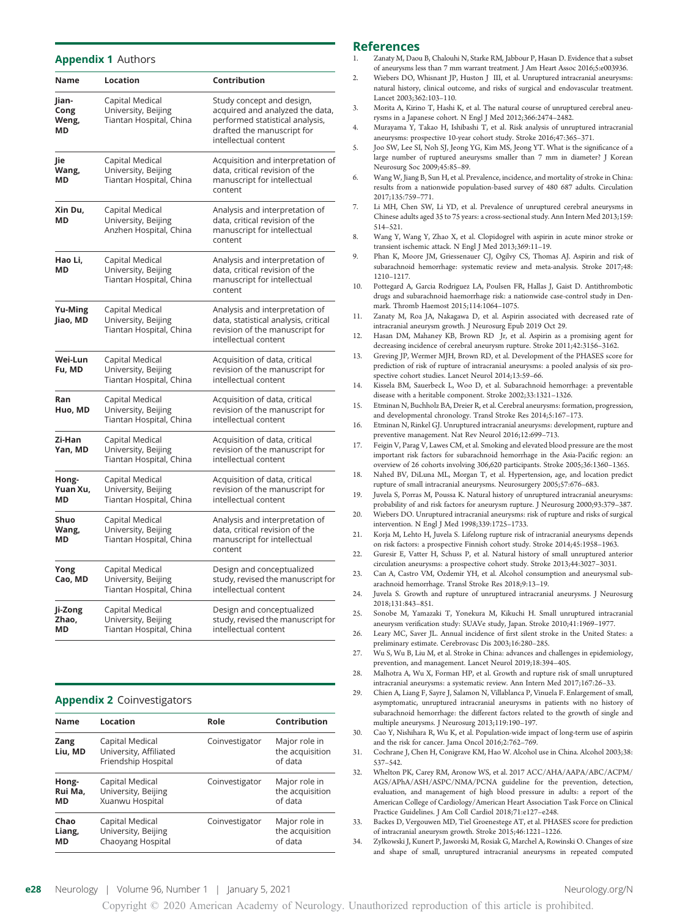## Appendix 1 Authors

| Name | Location | Contribution |
|---|---|---|
| Jian-Cong Weng, MD | Capital Medical University, Beijing Tiantan Hospital, China | Study concept and design, acquired and analyzed the data, performed statistical analysis, drafted the manuscript for intellectual content |
| Jie Wang, MD | Capital Medical University, Beijing Tiantan Hospital, China | Acquisition and interpretation of data, critical revision of the manuscript for intellectual content |
| Xin Du, MD | Capital Medical University, Beijing Anzhen Hospital, China | Analysis and interpretation of data, critical revision of the manuscript for intellectual content |
| Hao Li, MD | Capital Medical University, Beijing Tiantan Hospital, China | Analysis and interpretation of data, critical revision of the manuscript for intellectual content |
| Yu-Ming Jiao, MD | Capital Medical University, Beijing Tiantan Hospital, China | Analysis and interpretation of data, statistical analysis, critical revision of the manuscript for intellectual content |
| Wei-Lun Fu, MD | Capital Medical University, Beijing Tiantan Hospital, China | Acquisition of data, critical revision of the manuscript for intellectual content |
| Ran Huo, MD | Capital Medical University, Beijing Tiantan Hospital, China | Acquisition of data, critical revision of the manuscript for intellectual content |
| Zi-Han Yan, MD | Capital Medical University, Beijing Tiantan Hospital, China | Acquisition of data, critical revision of the manuscript for intellectual content |
| Hong-Yuan Xu, MD | Capital Medical University, Beijing Tiantan Hospital, China | Acquisition of data, critical revision of the manuscript for intellectual content |
| Shuo Wang, MD | Capital Medical University, Beijing Tiantan Hospital, China | Analysis and interpretation of data, critical revision of the manuscript for intellectual content |
| Yong Cao, MD | Capital Medical University, Beijing Tiantan Hospital, China | Design and conceptualized study, revised the manuscript for intellectual content |
| Ji-Zong Zhao, MD | Capital Medical University, Beijing Tiantan Hospital, China | Design and conceptualized study, revised the manuscript for intellectual content |

## Appendix 2 Coinvestigators

| Name | Location | Role | Contribution |
|---|---|---|---|
| Zang Liu, MD | Capital Medical University, Affiliated Friendship Hospital | Coinvestigator | Major role in the acquisition of data |
| Hong-Rui Ma, MD | Capital Medical University, Beijing Xuanwu Hospital | Coinvestigator | Major role in the acquisition of data |
| Chao Liang, MD | Capital Medical University, Beijing Chaoyang Hospital | Coinvestigator | Major role in the acquisition of data |

## References

1. Zanaty M, Daou B, Chalouhi N, Starke RM, Jabbour P, Hasan D. Evidence that a subset of aneurysms less than 7 mm warrant treatment. J Am Heart Assoc 2016;5:e003936.
2. Wiebers DO, Whisnant JP, Huston J III, et al. Unruptured intracranial aneurysms: natural history, clinical outcome, and risks of surgical and endovascular treatment. Lancet 2003;362:103–110.
3. Morita A, Kirino T, Hashi K, et al. The natural course of unruptured cerebral aneurysms in a Japanese cohort. N Engl J Med 2012;366:2474–2482.
4. Murayama Y, Takao H, Ishibashi T, et al. Risk analysis of unruptured intracranial aneurysms: prospective 10-year cohort study. Stroke 2016;47:365–371.
5. Joo SW, Lee SI, Noh SJ, Jeong YG, Kim MS, Jeong YT. What is the significance of a large number of ruptured aneurysms smaller than 7 mm in diameter? J Korean Neurosurg Soc 2009;45:85–89.
6. Wang W, Jiang B, Sun H, et al. Prevalence, incidence, and mortality of stroke in China: results from a nationwide population-based survey of 480 687 adults. Circulation 2017;135:759–771.
7. Li MH, Chen SW, Li YD, et al. Prevalence of unruptured cerebral aneurysms in Chinese adults aged 35 to 75 years: a cross-sectional study. Ann Intern Med 2013;159:514–521.
8. Wang Y, Wang Y, Zhao X, et al. Clopidogrel with aspirin in acute minor stroke or transient ischemic attack. N Engl J Med 2013;369:11–19.
9. Phan K, Moore JM, Griessenauer CJ, Ogilvy CS, Thomas AJ. Aspirin and risk of subarachnoid hemorrhage: systematic review and meta-analysis. Stroke 2017;48:1210–1217.
10. Pottegard A, Garcia Rodriguez LA, Poulsen FR, Hallas J, Gaist D. Antithrombotic drugs and subarachnoid haemorrhage risk: a nationwide case-control study in Denmark. Thromb Haemost 2015;114:1064–1075.
11. Zanaty M, Roa JA, Nakagawa D, et al. Aspirin associated with decreased rate of intracranial aneurysm growth. J Neurosurg Epub 2019 Oct 29.
12. Hasan DM, Mahaney KB, Brown RD Jr, et al. Aspirin as a promising agent for decreasing incidence of cerebral aneurysm rupture. Stroke 2011;42:3156–3162.
13. Greving JP, Wermer MJH, Brown RD, et al. Development of the PHASES score for prediction of risk of rupture of intracranial aneurysms: a pooled analysis of six prospective cohort studies. Lancet Neurol 2014;13:59–66.
14. Kissela BM, Sauerbeck L, Woo D, et al. Subarachnoid hemorrhage: a preventable disease with a heritable component. Stroke 2002;33:1321–1326.
15. Etminan N, Buchholz BA, Dreier R, et al. Cerebral aneurysms: formation, progression, and developmental chronology. Transl Stroke Res 2014;5:167–173.
16. Etminan N, Rinkel GJ. Unruptured intracranial aneurysms: development, rupture and preventive management. Nat Rev Neurol 2016;12:699–713.
17. Feigin V, Parag V, Lawes CM, et al. Smoking and elevated blood pressure are the most important risk factors for subarachnoid hemorrhage in the Asia-Pacific region: an overview of 26 cohorts involving 306,620 participants. Stroke 2005;36:1360–1365.
18. Nahed BV, DiLuna ML, Morgan T, et al. Hypertension, age, and location predict rupture of small intracranial aneurysms. Neurosurgery 2005;57:676–683.
19. Juvela S, Porras M, Poussa K. Natural history of unruptured intracranial aneurysms: probability of and risk factors for aneurysm rupture. J Neurosurg 2000;93:379–387.
20. Wiebers DO. Unruptured intracranial aneurysms: risk of rupture and risks of surgical intervention. N Engl J Med 1998;339:1725–1733.
21. Korja M, Lehto H, Juvela S. Lifelong rupture risk of intracranial aneurysms depends on risk factors: a prospective Finnish cohort study. Stroke 2014;45:1958–1963.
22. Guresir E, Vatter H, Schuss P, et al. Natural history of small unruptured anterior circulation aneurysms: a prospective cohort study. Stroke 2013;44:3027–3031.
23. Can A, Castro VM, Ozdemir YH, et al. Alcohol consumption and aneurysmal subarachnoid hemorrhage. Transl Stroke Res 2018;9:13–19.
24. Juvela S. Growth and rupture of unruptured intracranial aneurysms. J Neurosurg 2018;131:843–851.
25. Sonobe M, Yamazaki T, Yonekura M, Kikuchi H. Small unruptured intracranial aneurysm verification study: SUAVe study, Japan. Stroke 2010;41:1969–1977.
26. Leary MC, Saver JL. Annual incidence of first silent stroke in the United States: a preliminary estimate. Cerebrovasc Dis 2003;16:280–285.
27. Wu S, Wu B, Liu M, et al. Stroke in China: advances and challenges in epidemiology, prevention, and management. Lancet Neurol 2019;18:394–405.
28. Malhotra A, Wu X, Forman HP, et al. Growth and rupture risk of small unruptured intracranial aneurysms: a systematic review. Ann Intern Med 2017;167:26–33.
29. Chien A, Liang F, Sayre J, Salamon N, Villablanca P, Vinuela F. Enlargement of small, asymptomatic, unruptured intracranial aneurysms in patients with no history of subarachnoid hemorrhage: the different factors related to the growth of single and multiple aneurysms. J Neurosurg 2013;119:190–197.
30. Cao Y, Nishihara R, Wu K, et al. Population-wide impact of long-term use of aspirin and the risk for cancer. Jama Oncol 2016;2:762–769.
31. Cochrane J, Chen H, Conigrave KM, Hao W. Alcohol use in China. Alcohol 2003;38:537–542.
32. Whelton PK, Carey RM, Aronow WS, et al. 2017 ACC/AHA/AAPA/ABC/ACPM/AGS/APhA/ASH/ASPC/NMA/PCNA guideline for the prevention, detection, evaluation, and management of high blood pressure in adults: a report of the American College of Cardiology/American Heart Association Task Force on Clinical Practice Guidelines. J Am Coll Cardiol 2018;71:e127–e248.
33. Backes D, Vergouwen MD, Tiel Groenestege AT, et al. PHASES score for prediction of intracranial aneurysm growth. Stroke 2015;46:1221–1226.
34. Zylkowski J, Kunert P, Jaworski M, Rosiak G, Marchel A, Rowinski O. Changes of size and shape of small, unruptured intracranial aneurysms in repeated computed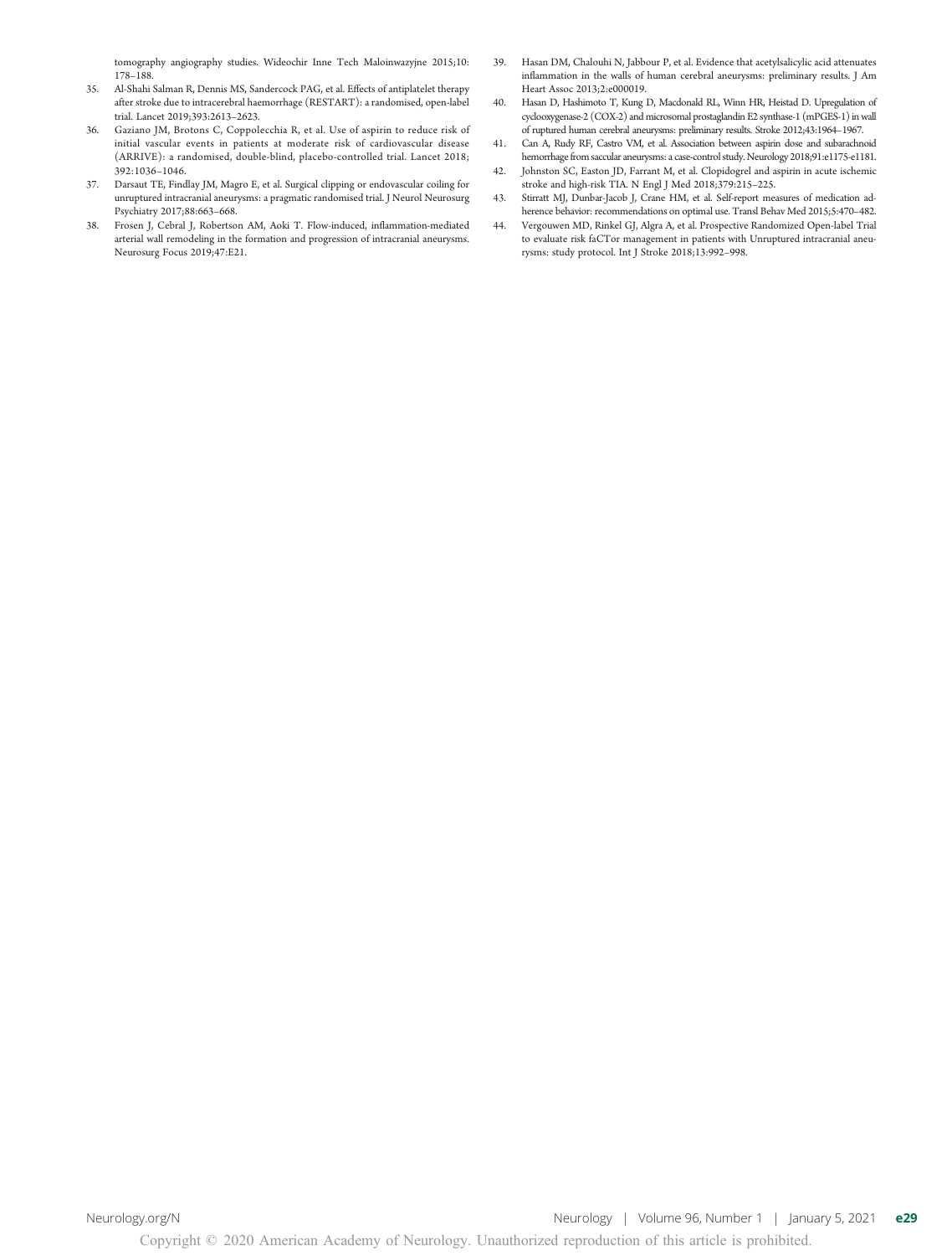tomography angiography studies. Wideochir Inne Tech Maloinwazyjne 2015;10: 178–188.

35. Al-Shahi Salman R, Dennis MS, Sandercock PAG, et al. Effects of antiplatelet therapy after stroke due to intracerebral haemorrhage (RESTART): a randomised, open-label trial. Lancet 2019;393:2613–2623.
36. Gaziano JM, Brotons C, Coppolecchia R, et al. Use of aspirin to reduce risk of initial vascular events in patients at moderate risk of cardiovascular disease (ARRIVE): a randomised, double-blind, placebo-controlled trial. Lancet 2018; 392:1036–1046.
37. Darsaut TE, Findlay JM, Magro E, et al. Surgical clipping or endovascular coiling for unruptured intracranial aneurysms: a pragmatic randomised trial. J Neurol Neurosurg Psychiatry 2017;88:663–668.
38. Frosen J, Cebral J, Robertson AM, Aoki T. Flow-induced, inflammation-mediated arterial wall remodeling in the formation and progression of intracranial aneurysms. Neurosurg Focus 2019;47:E21.
39. Hasan DM, Chalouhi N, Jabbour P, et al. Evidence that acetylsalicylic acid attenuates inflammation in the walls of human cerebral aneurysms: preliminary results. J Am Heart Assoc 2013;2:e000019.
40. Hasan D, Hashimoto T, Kung D, Macdonald RL, Winn HR, Heistad D. Upregulation of cyclooxygenase-2 (COX-2) and microsomal prostaglandin E2 synthase-1 (mPGES-1) in wall of ruptured human cerebral aneurysms: preliminary results. Stroke 2012;43:1964–1967.
41. Can A, Rudy RF, Castro VM, et al. Association between aspirin dose and subarachnoid hemorrhage from saccular aneurysms: a case-control study. Neurology 2018;91:e1175-e1181.
42. Johnston SC, Easton JD, Farrant M, et al. Clopidogrel and aspirin in acute ischemic stroke and high-risk TIA. N Engl J Med 2018;379:215–225.
43. Stirratt MJ, Dunbar-Jacob J, Crane HM, et al. Self-report measures of medication adherence behavior: recommendations on optimal use. Transl Behav Med 2015;5:470–482.
44. Vergouwen MD, Rinkel GJ, Algra A, et al. Prospective Randomized Open-label Trial to evaluate risk faCTor management in patients with Unruptured intracranial aneurysms: study protocol. Int J Stroke 2018;13:992–998.